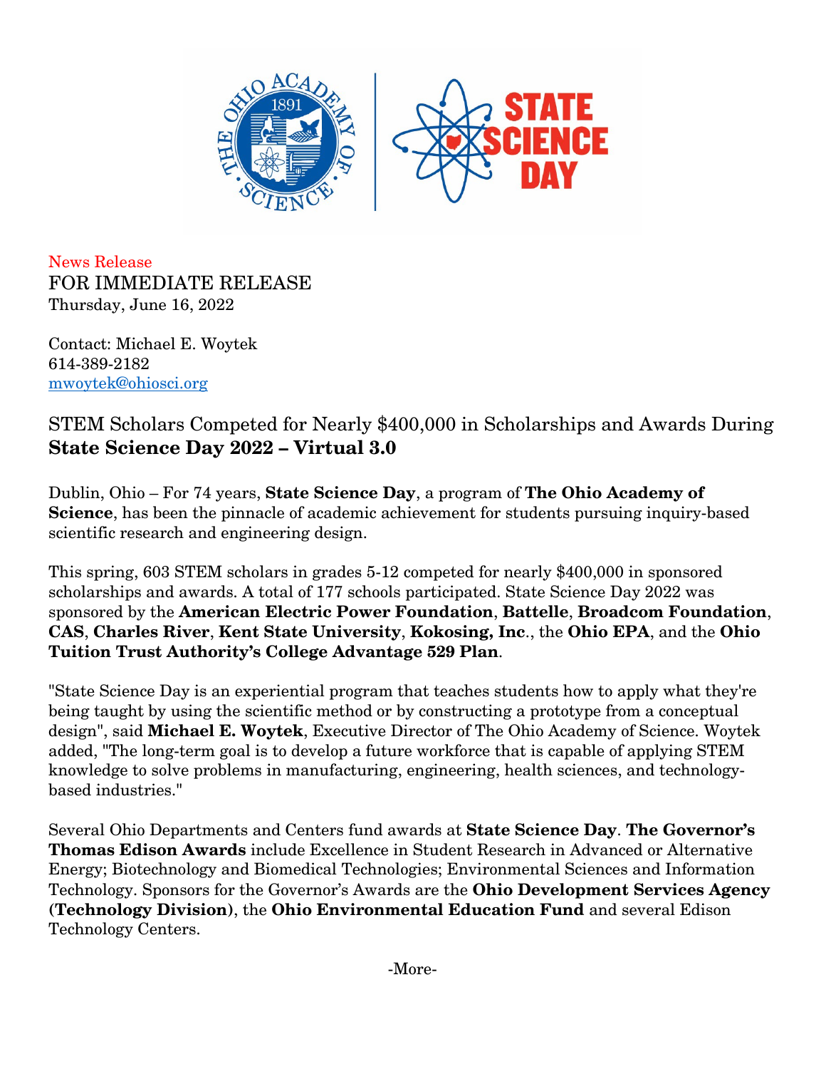News Release

FOR IMMEDIATE RELEASE

Thursday, June 16, 2022

Contact: Michael E. Woytek
614-389-2182
mwoytek@ohiosci.org

# STEM Scholars Competed for Nearly $400,000 in Scholarships and Awards During **State Science Day 2022 – Virtual 3.0**

Dublin, Ohio – For 74 years, **State Science Day**, a program of **The Ohio Academy of Science**, has been the pinnacle of academic achievement for students pursuing inquiry-based scientific research and engineering design.

This spring, 603 STEM scholars in grades 5-12 competed for nearly $400,000 in sponsored scholarships and awards. A total of 177 schools participated. State Science Day 2022 was sponsored by the **American Electric Power Foundation**, **Battelle**, **Broadcom Foundation**, **CAS**, **Charles River**, **Kent State University**, **Kokosing, Inc**., the **Ohio EPA**, and the **Ohio Tuition Trust Authority's College Advantage 529 Plan**.

"State Science Day is an experiential program that teaches students how to apply what they're being taught by using the scientific method or by constructing a prototype from a conceptual design", said **Michael E. Woytek**, Executive Director of The Ohio Academy of Science. Woytek added, "The long-term goal is to develop a future workforce that is capable of applying STEM knowledge to solve problems in manufacturing, engineering, health sciences, and technology-based industries."

Several Ohio Departments and Centers fund awards at **State Science Day**. **The Governor's Thomas Edison Awards** include Excellence in Student Research in Advanced or Alternative Energy; Biotechnology and Biomedical Technologies; Environmental Sciences and Information Technology. Sponsors for the Governor's Awards are the **Ohio Development Services Agency (Technology Division)**, the **Ohio Environmental Education Fund** and several Edison Technology Centers.

-More-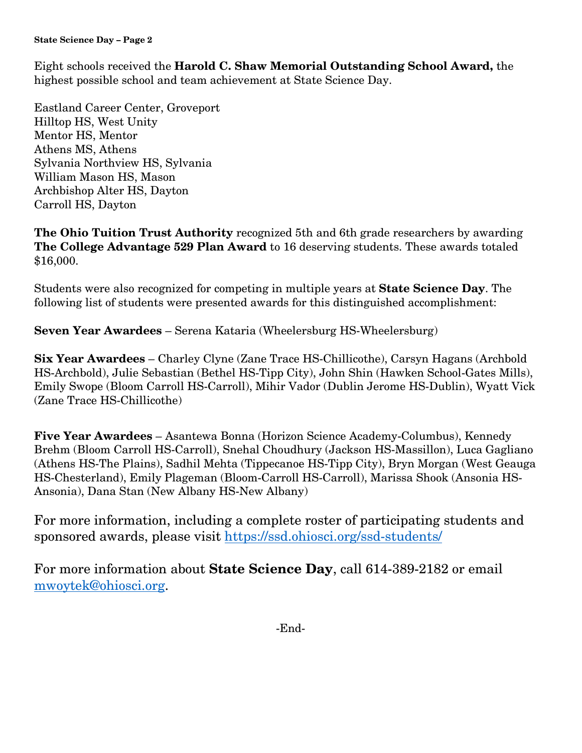Eight schools received the **Harold C. Shaw Memorial Outstanding School Award,** the highest possible school and team achievement at State Science Day.

Eastland Career Center, Groveport
Hilltop HS, West Unity
Mentor HS, Mentor
Athens MS, Athens
Sylvania Northview HS, Sylvania
William Mason HS, Mason
Archbishop Alter HS, Dayton
Carroll HS, Dayton

**The Ohio Tuition Trust Authority** recognized 5th and 6th grade researchers by awarding **The College Advantage 529 Plan Award** to 16 deserving students. These awards totaled $16,000.

Students were also recognized for competing in multiple years at **State Science Day**. The following list of students were presented awards for this distinguished accomplishment:

**Seven Year Awardees** – Serena Kataria (Wheelersburg HS-Wheelersburg)

**Six Year Awardees** – Charley Clyne (Zane Trace HS-Chillicothe), Carsyn Hagans (Archbold HS-Archbold), Julie Sebastian (Bethel HS-Tipp City), John Shin (Hawken School-Gates Mills), Emily Swope (Bloom Carroll HS-Carroll), Mihir Vador (Dublin Jerome HS-Dublin), Wyatt Vick (Zane Trace HS-Chillicothe)

**Five Year Awardees** – Asantewa Bonna (Horizon Science Academy-Columbus), Kennedy Brehm (Bloom Carroll HS-Carroll), Snehal Choudhury (Jackson HS-Massillon), Luca Gagliano (Athens HS-The Plains), Sadhil Mehta (Tippecanoe HS-Tipp City), Bryn Morgan (West Geauga HS-Chesterland), Emily Plageman (Bloom-Carroll HS-Carroll), Marissa Shook (Ansonia HS-Ansonia), Dana Stan (New Albany HS-New Albany)

For more information, including a complete roster of participating students and sponsored awards, please visit https://ssd.ohiosci.org/ssd-students/

For more information about **State Science Day**, call 614-389-2182 or email mwoytek@ohiosci.org.

-End-